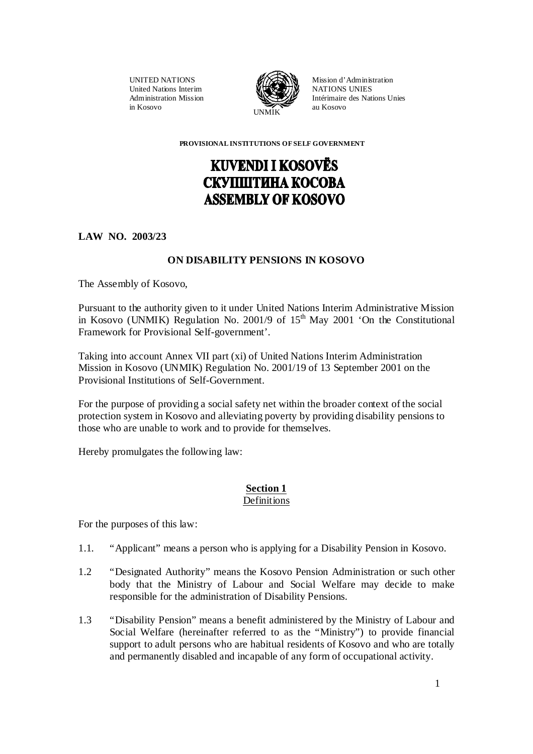UNITED NATIONS
United Nations Interim
Administration Mission
in Kosovo

UNMIK

Mission d'Administration
NATIONS UNIES
Intérimaire des Nations Unies
au Kosovo

**PROVISIONAL INSTITUTIONS OF SELF GOVERNMENT**

# KUVENDI I KOSOVËS
# СКУПШТИНА КОСОВА
# ASSEMBLY OF KOSOVO

**LAW NO. 2003/23**

**ON DISABILITY PENSIONS IN KOSOVO**

The Assembly of Kosovo,

Pursuant to the authority given to it under United Nations Interim Administrative Mission in Kosovo (UNMIK) Regulation No. 2001/9 of 15th May 2001 'On the Constitutional Framework for Provisional Self-government'.

Taking into account Annex VII part (xi) of United Nations Interim Administration Mission in Kosovo (UNMIK) Regulation No. 2001/19 of 13 September 2001 on the Provisional Institutions of Self-Government.

For the purpose of providing a social safety net within the broader context of the social protection system in Kosovo and alleviating poverty by providing disability pensions to those who are unable to work and to provide for themselves.

Hereby promulgates the following law:

## Section 1
Definitions

For the purposes of this law:

1.1. "Applicant" means a person who is applying for a Disability Pension in Kosovo.

1.2 "Designated Authority" means the Kosovo Pension Administration or such other body that the Ministry of Labour and Social Welfare may decide to make responsible for the administration of Disability Pensions.

1.3 "Disability Pension" means a benefit administered by the Ministry of Labour and Social Welfare (hereinafter referred to as the "Ministry") to provide financial support to adult persons who are habitual residents of Kosovo and who are totally and permanently disabled and incapable of any form of occupational activity.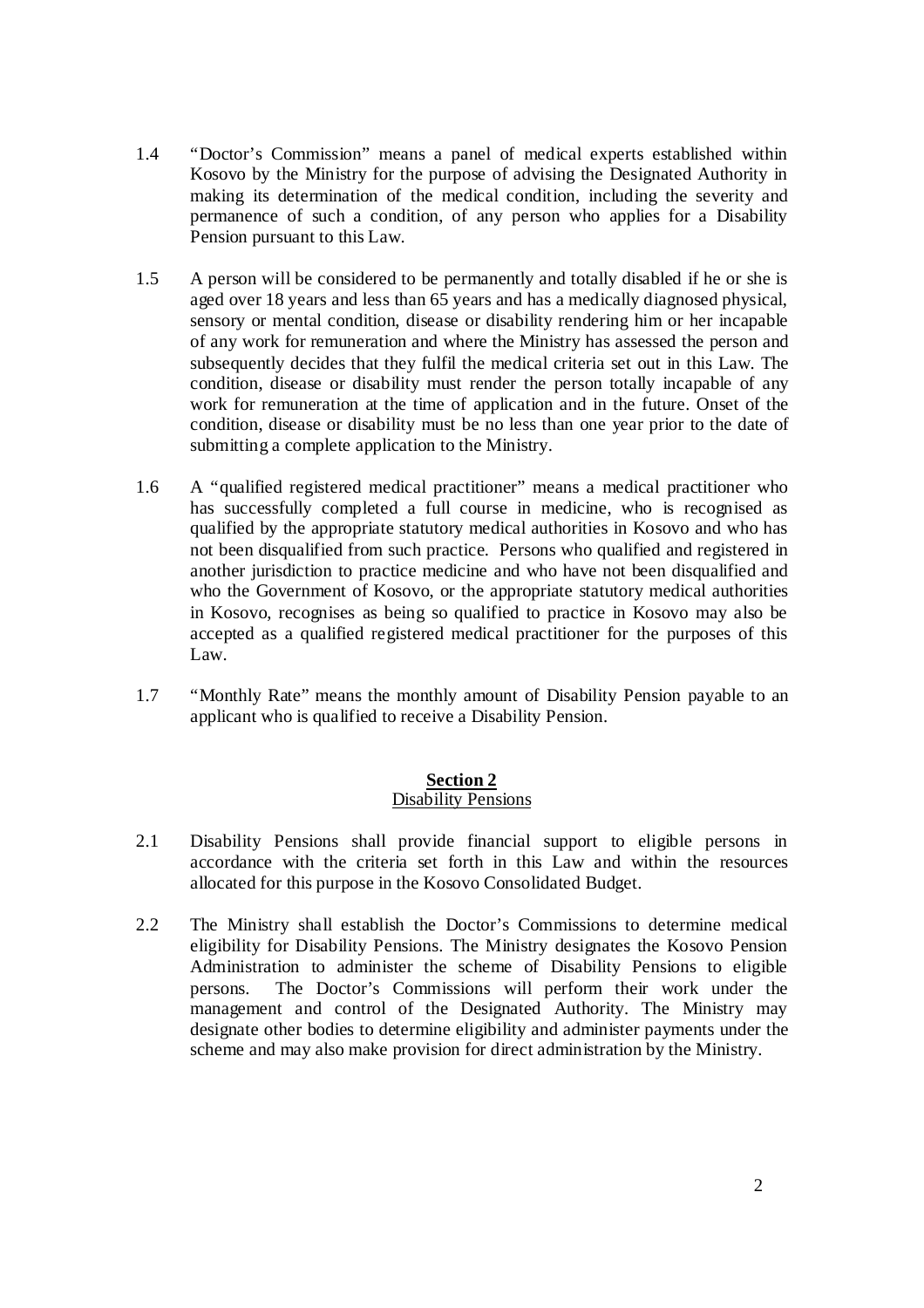1.4 "Doctor's Commission" means a panel of medical experts established within Kosovo by the Ministry for the purpose of advising the Designated Authority in making its determination of the medical condition, including the severity and permanence of such a condition, of any person who applies for a Disability Pension pursuant to this Law.

1.5 A person will be considered to be permanently and totally disabled if he or she is aged over 18 years and less than 65 years and has a medically diagnosed physical, sensory or mental condition, disease or disability rendering him or her incapable of any work for remuneration and where the Ministry has assessed the person and subsequently decides that they fulfil the medical criteria set out in this Law. The condition, disease or disability must render the person totally incapable of any work for remuneration at the time of application and in the future. Onset of the condition, disease or disability must be no less than one year prior to the date of submitting a complete application to the Ministry.

1.6 A "qualified registered medical practitioner" means a medical practitioner who has successfully completed a full course in medicine, who is recognised as qualified by the appropriate statutory medical authorities in Kosovo and who has not been disqualified from such practice. Persons who qualified and registered in another jurisdiction to practice medicine and who have not been disqualified and who the Government of Kosovo, or the appropriate statutory medical authorities in Kosovo, recognises as being so qualified to practice in Kosovo may also be accepted as a qualified registered medical practitioner for the purposes of this Law.

1.7 "Monthly Rate" means the monthly amount of Disability Pension payable to an applicant who is qualified to receive a Disability Pension.

## Section 2
### Disability Pensions

2.1 Disability Pensions shall provide financial support to eligible persons in accordance with the criteria set forth in this Law and within the resources allocated for this purpose in the Kosovo Consolidated Budget.

2.2 The Ministry shall establish the Doctor's Commissions to determine medical eligibility for Disability Pensions. The Ministry designates the Kosovo Pension Administration to administer the scheme of Disability Pensions to eligible persons. The Doctor's Commissions will perform their work under the management and control of the Designated Authority. The Ministry may designate other bodies to determine eligibility and administer payments under the scheme and may also make provision for direct administration by the Ministry.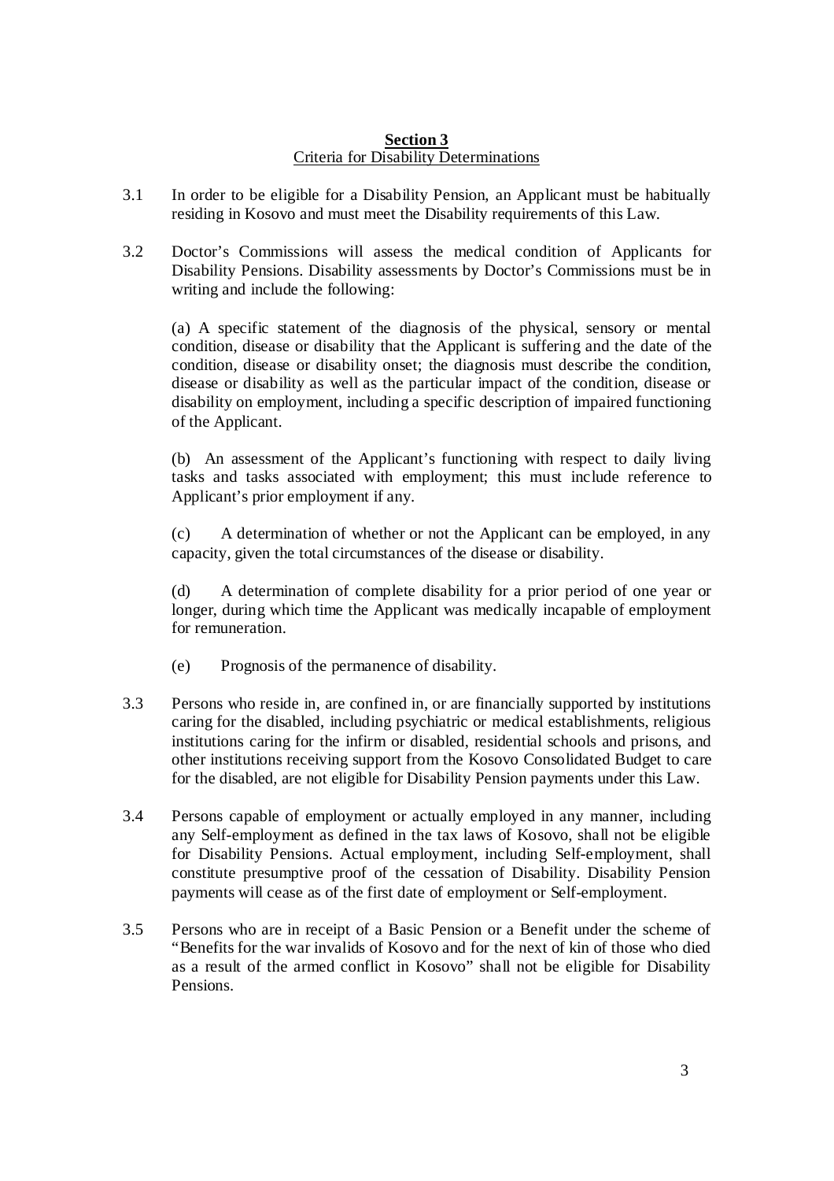## Section 3

Criteria for Disability Determinations

3.1 In order to be eligible for a Disability Pension, an Applicant must be habitually residing in Kosovo and must meet the Disability requirements of this Law.

3.2 Doctor's Commissions will assess the medical condition of Applicants for Disability Pensions. Disability assessments by Doctor's Commissions must be in writing and include the following:

(a) A specific statement of the diagnosis of the physical, sensory or mental condition, disease or disability that the Applicant is suffering and the date of the condition, disease or disability onset; the diagnosis must describe the condition, disease or disability as well as the particular impact of the condition, disease or disability on employment, including a specific description of impaired functioning of the Applicant.

(b) An assessment of the Applicant's functioning with respect to daily living tasks and tasks associated with employment; this must include reference to Applicant's prior employment if any.

(c) A determination of whether or not the Applicant can be employed, in any capacity, given the total circumstances of the disease or disability.

(d) A determination of complete disability for a prior period of one year or longer, during which time the Applicant was medically incapable of employment for remuneration.

(e) Prognosis of the permanence of disability.

3.3 Persons who reside in, are confined in, or are financially supported by institutions caring for the disabled, including psychiatric or medical establishments, religious institutions caring for the infirm or disabled, residential schools and prisons, and other institutions receiving support from the Kosovo Consolidated Budget to care for the disabled, are not eligible for Disability Pension payments under this Law.

3.4 Persons capable of employment or actually employed in any manner, including any Self-employment as defined in the tax laws of Kosovo, shall not be eligible for Disability Pensions. Actual employment, including Self-employment, shall constitute presumptive proof of the cessation of Disability. Disability Pension payments will cease as of the first date of employment or Self-employment.

3.5 Persons who are in receipt of a Basic Pension or a Benefit under the scheme of "Benefits for the war invalids of Kosovo and for the next of kin of those who died as a result of the armed conflict in Kosovo" shall not be eligible for Disability Pensions.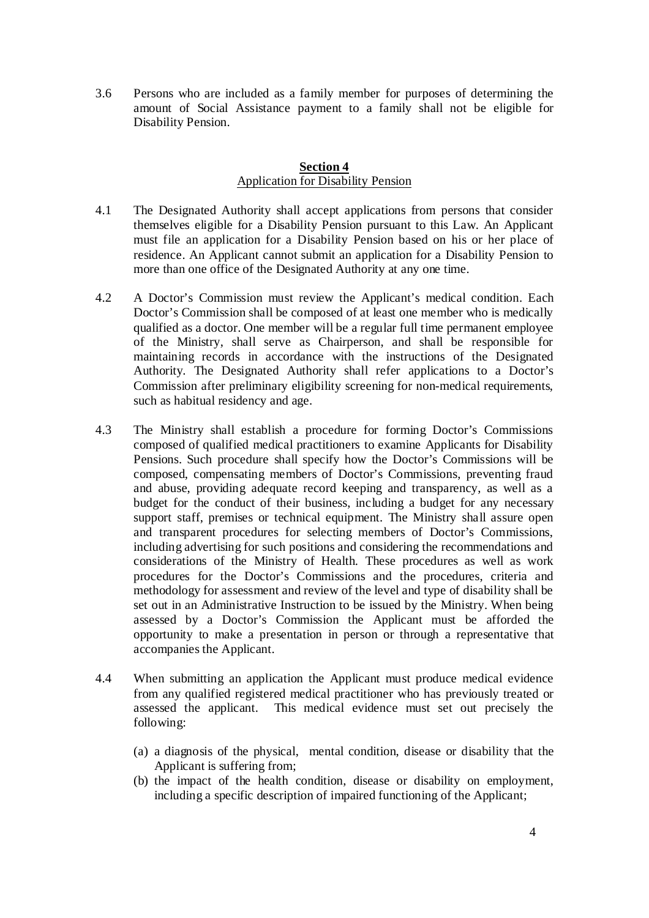3.6 Persons who are included as a family member for purposes of determining the amount of Social Assistance payment to a family shall not be eligible for Disability Pension.

## **Section 4**
### Application for Disability Pension

4.1 The Designated Authority shall accept applications from persons that consider themselves eligible for a Disability Pension pursuant to this Law. An Applicant must file an application for a Disability Pension based on his or her place of residence. An Applicant cannot submit an application for a Disability Pension to more than one office of the Designated Authority at any one time.

4.2 A Doctor's Commission must review the Applicant's medical condition. Each Doctor's Commission shall be composed of at least one member who is medically qualified as a doctor. One member will be a regular full time permanent employee of the Ministry, shall serve as Chairperson, and shall be responsible for maintaining records in accordance with the instructions of the Designated Authority. The Designated Authority shall refer applications to a Doctor's Commission after preliminary eligibility screening for non-medical requirements, such as habitual residency and age.

4.3 The Ministry shall establish a procedure for forming Doctor's Commissions composed of qualified medical practitioners to examine Applicants for Disability Pensions. Such procedure shall specify how the Doctor's Commissions will be composed, compensating members of Doctor's Commissions, preventing fraud and abuse, providing adequate record keeping and transparency, as well as a budget for the conduct of their business, including a budget for any necessary support staff, premises or technical equipment. The Ministry shall assure open and transparent procedures for selecting members of Doctor's Commissions, including advertising for such positions and considering the recommendations and considerations of the Ministry of Health. These procedures as well as work procedures for the Doctor's Commissions and the procedures, criteria and methodology for assessment and review of the level and type of disability shall be set out in an Administrative Instruction to be issued by the Ministry. When being assessed by a Doctor's Commission the Applicant must be afforded the opportunity to make a presentation in person or through a representative that accompanies the Applicant.

4.4 When submitting an application the Applicant must produce medical evidence from any qualified registered medical practitioner who has previously treated or assessed the applicant. This medical evidence must set out precisely the following:

(a) a diagnosis of the physical, mental condition, disease or disability that the Applicant is suffering from;

(b) the impact of the health condition, disease or disability on employment, including a specific description of impaired functioning of the Applicant;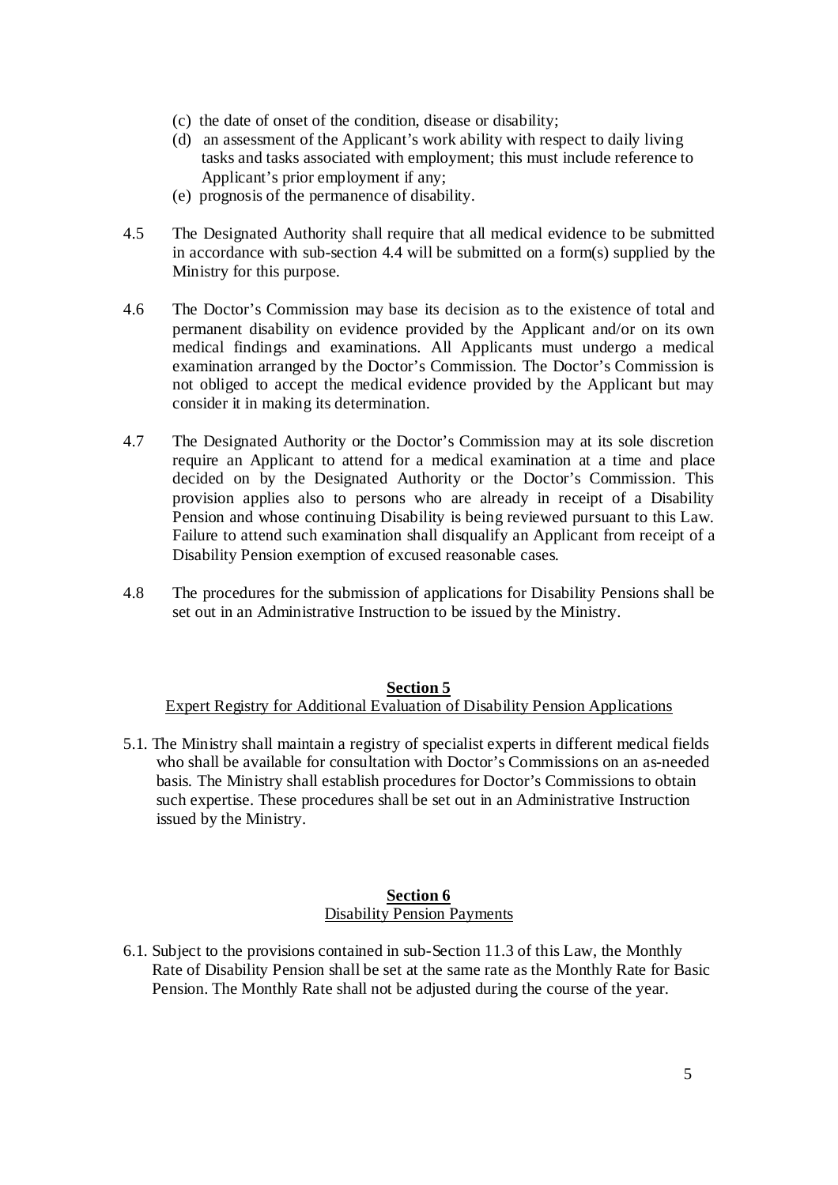(c) the date of onset of the condition, disease or disability;

(d) an assessment of the Applicant's work ability with respect to daily living tasks and tasks associated with employment; this must include reference to Applicant's prior employment if any;

(e) prognosis of the permanence of disability.

4.5 The Designated Authority shall require that all medical evidence to be submitted in accordance with sub-section 4.4 will be submitted on a form(s) supplied by the Ministry for this purpose.

4.6 The Doctor's Commission may base its decision as to the existence of total and permanent disability on evidence provided by the Applicant and/or on its own medical findings and examinations. All Applicants must undergo a medical examination arranged by the Doctor's Commission. The Doctor's Commission is not obliged to accept the medical evidence provided by the Applicant but may consider it in making its determination.

4.7 The Designated Authority or the Doctor's Commission may at its sole discretion require an Applicant to attend for a medical examination at a time and place decided on by the Designated Authority or the Doctor's Commission. This provision applies also to persons who are already in receipt of a Disability Pension and whose continuing Disability is being reviewed pursuant to this Law. Failure to attend such examination shall disqualify an Applicant from receipt of a Disability Pension exemption of excused reasonable cases.

4.8 The procedures for the submission of applications for Disability Pensions shall be set out in an Administrative Instruction to be issued by the Ministry.

## Section 5
### Expert Registry for Additional Evaluation of Disability Pension Applications

5.1. The Ministry shall maintain a registry of specialist experts in different medical fields who shall be available for consultation with Doctor's Commissions on an as-needed basis. The Ministry shall establish procedures for Doctor's Commissions to obtain such expertise. These procedures shall be set out in an Administrative Instruction issued by the Ministry.

## Section 6
### Disability Pension Payments

6.1. Subject to the provisions contained in sub-Section 11.3 of this Law, the Monthly Rate of Disability Pension shall be set at the same rate as the Monthly Rate for Basic Pension. The Monthly Rate shall not be adjusted during the course of the year.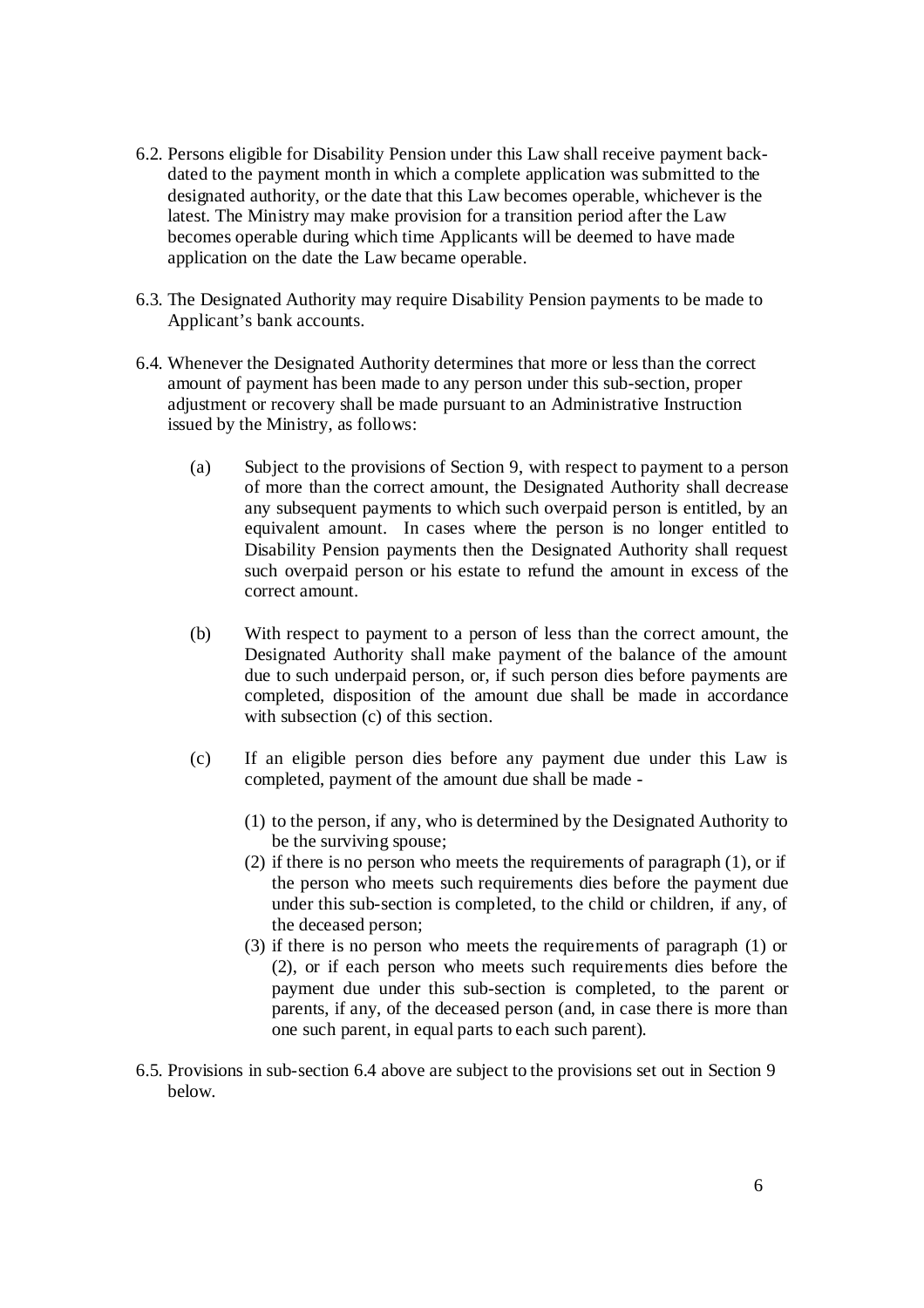6.2. Persons eligible for Disability Pension under this Law shall receive payment back-dated to the payment month in which a complete application was submitted to the designated authority, or the date that this Law becomes operable, whichever is the latest. The Ministry may make provision for a transition period after the Law becomes operable during which time Applicants will be deemed to have made application on the date the Law became operable.

6.3. The Designated Authority may require Disability Pension payments to be made to Applicant's bank accounts.

6.4. Whenever the Designated Authority determines that more or less than the correct amount of payment has been made to any person under this sub-section, proper adjustment or recovery shall be made pursuant to an Administrative Instruction issued by the Ministry, as follows:

(a) Subject to the provisions of Section 9, with respect to payment to a person of more than the correct amount, the Designated Authority shall decrease any subsequent payments to which such overpaid person is entitled, by an equivalent amount. In cases where the person is no longer entitled to Disability Pension payments then the Designated Authority shall request such overpaid person or his estate to refund the amount in excess of the correct amount.

(b) With respect to payment to a person of less than the correct amount, the Designated Authority shall make payment of the balance of the amount due to such underpaid person, or, if such person dies before payments are completed, disposition of the amount due shall be made in accordance with subsection (c) of this section.

(c) If an eligible person dies before any payment due under this Law is completed, payment of the amount due shall be made -

(1) to the person, if any, who is determined by the Designated Authority to be the surviving spouse;

(2) if there is no person who meets the requirements of paragraph (1), or if the person who meets such requirements dies before the payment due under this sub-section is completed, to the child or children, if any, of the deceased person;

(3) if there is no person who meets the requirements of paragraph (1) or (2), or if each person who meets such requirements dies before the payment due under this sub-section is completed, to the parent or parents, if any, of the deceased person (and, in case there is more than one such parent, in equal parts to each such parent).

6.5. Provisions in sub-section 6.4 above are subject to the provisions set out in Section 9 below.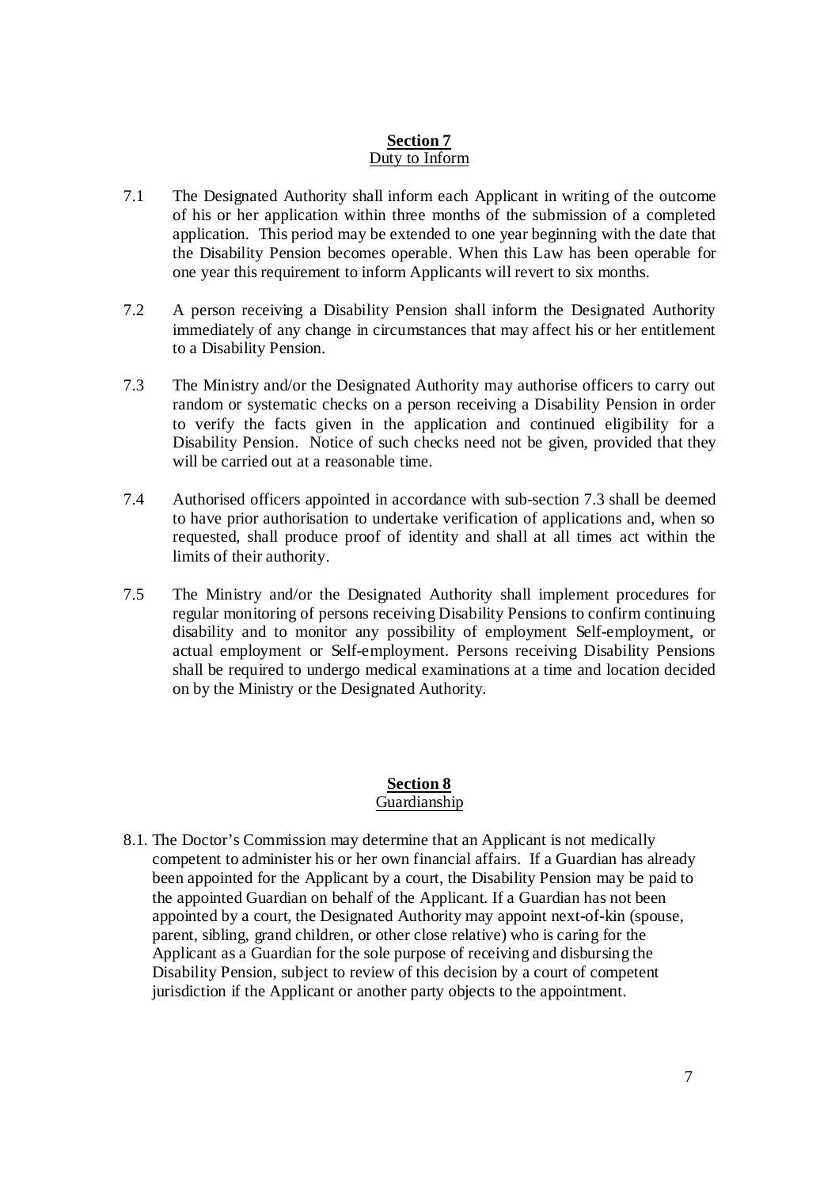## Section 7
Duty to Inform

7.1 The Designated Authority shall inform each Applicant in writing of the outcome of his or her application within three months of the submission of a completed application. This period may be extended to one year beginning with the date that the Disability Pension becomes operable. When this Law has been operable for one year this requirement to inform Applicants will revert to six months.

7.2 A person receiving a Disability Pension shall inform the Designated Authority immediately of any change in circumstances that may affect his or her entitlement to a Disability Pension.

7.3 The Ministry and/or the Designated Authority may authorise officers to carry out random or systematic checks on a person receiving a Disability Pension in order to verify the facts given in the application and continued eligibility for a Disability Pension. Notice of such checks need not be given, provided that they will be carried out at a reasonable time.

7.4 Authorised officers appointed in accordance with sub-section 7.3 shall be deemed to have prior authorisation to undertake verification of applications and, when so requested, shall produce proof of identity and shall at all times act within the limits of their authority.

7.5 The Ministry and/or the Designated Authority shall implement procedures for regular monitoring of persons receiving Disability Pensions to confirm continuing disability and to monitor any possibility of employment Self-employment, or actual employment or Self-employment. Persons receiving Disability Pensions shall be required to undergo medical examinations at a time and location decided on by the Ministry or the Designated Authority.

## Section 8
Guardianship

8.1. The Doctor's Commission may determine that an Applicant is not medically competent to administer his or her own financial affairs. If a Guardian has already been appointed for the Applicant by a court, the Disability Pension may be paid to the appointed Guardian on behalf of the Applicant. If a Guardian has not been appointed by a court, the Designated Authority may appoint next-of-kin (spouse, parent, sibling, grand children, or other close relative) who is caring for the Applicant as a Guardian for the sole purpose of receiving and disbursing the Disability Pension, subject to review of this decision by a court of competent jurisdiction if the Applicant or another party objects to the appointment.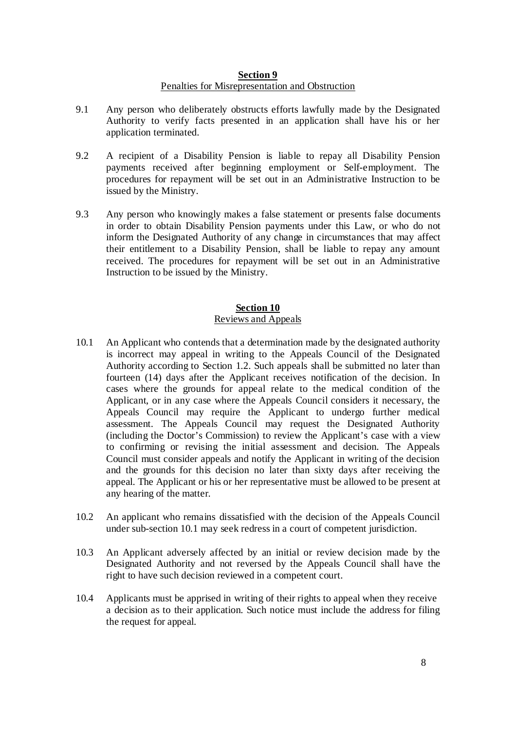## Section 9

Penalties for Misrepresentation and Obstruction

9.1 Any person who deliberately obstructs efforts lawfully made by the Designated Authority to verify facts presented in an application shall have his or her application terminated.

9.2 A recipient of a Disability Pension is liable to repay all Disability Pension payments received after beginning employment or Self-employment. The procedures for repayment will be set out in an Administrative Instruction to be issued by the Ministry.

9.3 Any person who knowingly makes a false statement or presents false documents in order to obtain Disability Pension payments under this Law, or who do not inform the Designated Authority of any change in circumstances that may affect their entitlement to a Disability Pension, shall be liable to repay any amount received. The procedures for repayment will be set out in an Administrative Instruction to be issued by the Ministry.

## Section 10

Reviews and Appeals

10.1 An Applicant who contends that a determination made by the designated authority is incorrect may appeal in writing to the Appeals Council of the Designated Authority according to Section 1.2. Such appeals shall be submitted no later than fourteen (14) days after the Applicant receives notification of the decision. In cases where the grounds for appeal relate to the medical condition of the Applicant, or in any case where the Appeals Council considers it necessary, the Appeals Council may require the Applicant to undergo further medical assessment. The Appeals Council may request the Designated Authority (including the Doctor's Commission) to review the Applicant's case with a view to confirming or revising the initial assessment and decision. The Appeals Council must consider appeals and notify the Applicant in writing of the decision and the grounds for this decision no later than sixty days after receiving the appeal. The Applicant or his or her representative must be allowed to be present at any hearing of the matter.

10.2 An applicant who remains dissatisfied with the decision of the Appeals Council under sub-section 10.1 may seek redress in a court of competent jurisdiction.

10.3 An Applicant adversely affected by an initial or review decision made by the Designated Authority and not reversed by the Appeals Council shall have the right to have such decision reviewed in a competent court.

10.4 Applicants must be apprised in writing of their rights to appeal when they receive a decision as to their application. Such notice must include the address for filing the request for appeal.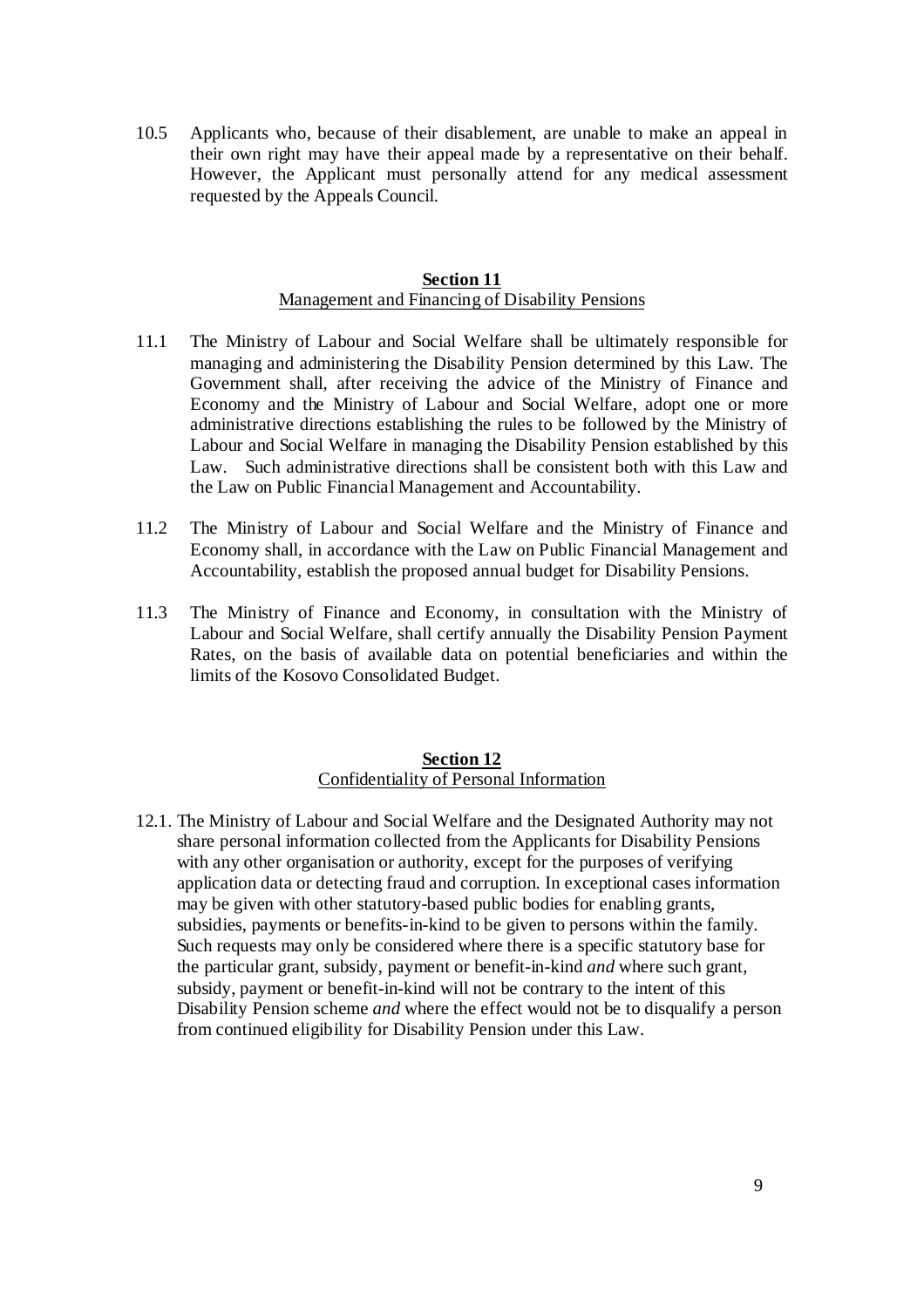10.5 Applicants who, because of their disablement, are unable to make an appeal in their own right may have their appeal made by a representative on their behalf. However, the Applicant must personally attend for any medical assessment requested by the Appeals Council.

## Section 11
Management and Financing of Disability Pensions

11.1 The Ministry of Labour and Social Welfare shall be ultimately responsible for managing and administering the Disability Pension determined by this Law. The Government shall, after receiving the advice of the Ministry of Finance and Economy and the Ministry of Labour and Social Welfare, adopt one or more administrative directions establishing the rules to be followed by the Ministry of Labour and Social Welfare in managing the Disability Pension established by this Law. Such administrative directions shall be consistent both with this Law and the Law on Public Financial Management and Accountability.

11.2 The Ministry of Labour and Social Welfare and the Ministry of Finance and Economy shall, in accordance with the Law on Public Financial Management and Accountability, establish the proposed annual budget for Disability Pensions.

11.3 The Ministry of Finance and Economy, in consultation with the Ministry of Labour and Social Welfare, shall certify annually the Disability Pension Payment Rates, on the basis of available data on potential beneficiaries and within the limits of the Kosovo Consolidated Budget.

## Section 12
Confidentiality of Personal Information

12.1. The Ministry of Labour and Social Welfare and the Designated Authority may not share personal information collected from the Applicants for Disability Pensions with any other organisation or authority, except for the purposes of verifying application data or detecting fraud and corruption. In exceptional cases information may be given with other statutory-based public bodies for enabling grants, subsidies, payments or benefits-in-kind to be given to persons within the family. Such requests may only be considered where there is a specific statutory base for the particular grant, subsidy, payment or benefit-in-kind *and* where such grant, subsidy, payment or benefit-in-kind will not be contrary to the intent of this Disability Pension scheme *and* where the effect would not be to disqualify a person from continued eligibility for Disability Pension under this Law.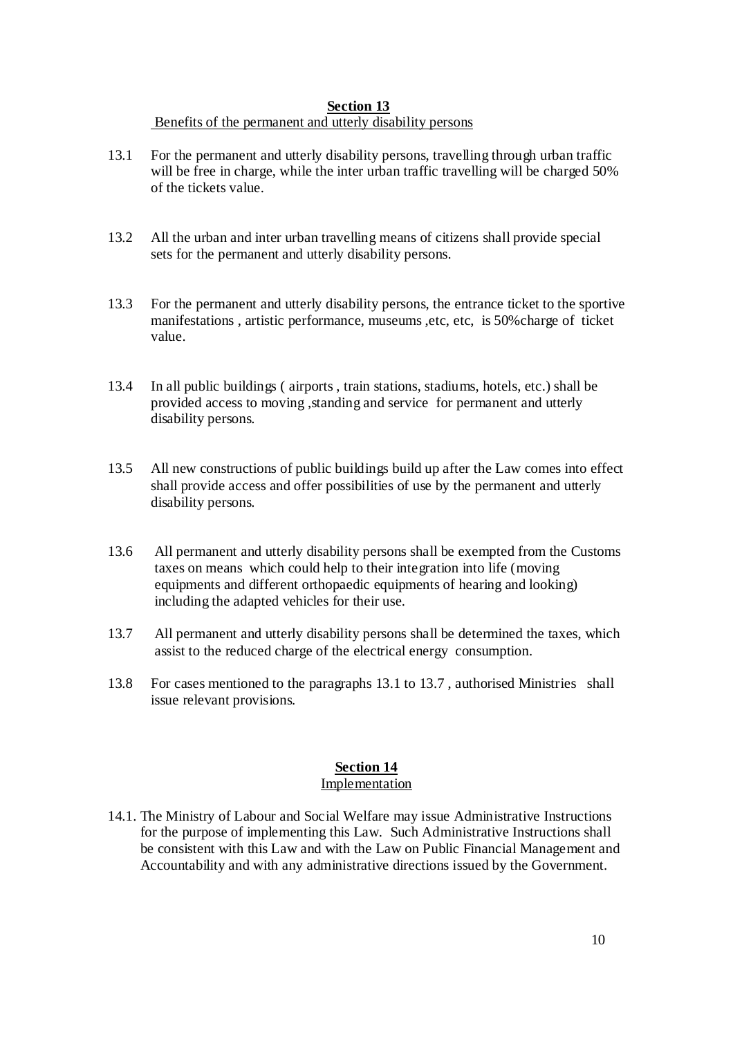## Section 13

Benefits of the permanent and utterly disability persons

13.1 For the permanent and utterly disability persons, travelling through urban traffic will be free in charge, while the inter urban traffic travelling will be charged 50% of the tickets value.

13.2 All the urban and inter urban travelling means of citizens shall provide special sets for the permanent and utterly disability persons.

13.3 For the permanent and utterly disability persons, the entrance ticket to the sportive manifestations , artistic performance, museums ,etc, etc, is 50%charge of ticket value.

13.4 In all public buildings ( airports , train stations, stadiums, hotels, etc.) shall be provided access to moving ,standing and service for permanent and utterly disability persons.

13.5 All new constructions of public buildings build up after the Law comes into effect shall provide access and offer possibilities of use by the permanent and utterly disability persons.

13.6 All permanent and utterly disability persons shall be exempted from the Customs taxes on means which could help to their integration into life (moving equipments and different orthopaedic equipments of hearing and looking) including the adapted vehicles for their use.

13.7 All permanent and utterly disability persons shall be determined the taxes, which assist to the reduced charge of the electrical energy consumption.

13.8 For cases mentioned to the paragraphs 13.1 to 13.7 , authorised Ministries shall issue relevant provisions.

## Section 14

Implementation

14.1. The Ministry of Labour and Social Welfare may issue Administrative Instructions for the purpose of implementing this Law. Such Administrative Instructions shall be consistent with this Law and with the Law on Public Financial Management and Accountability and with any administrative directions issued by the Government.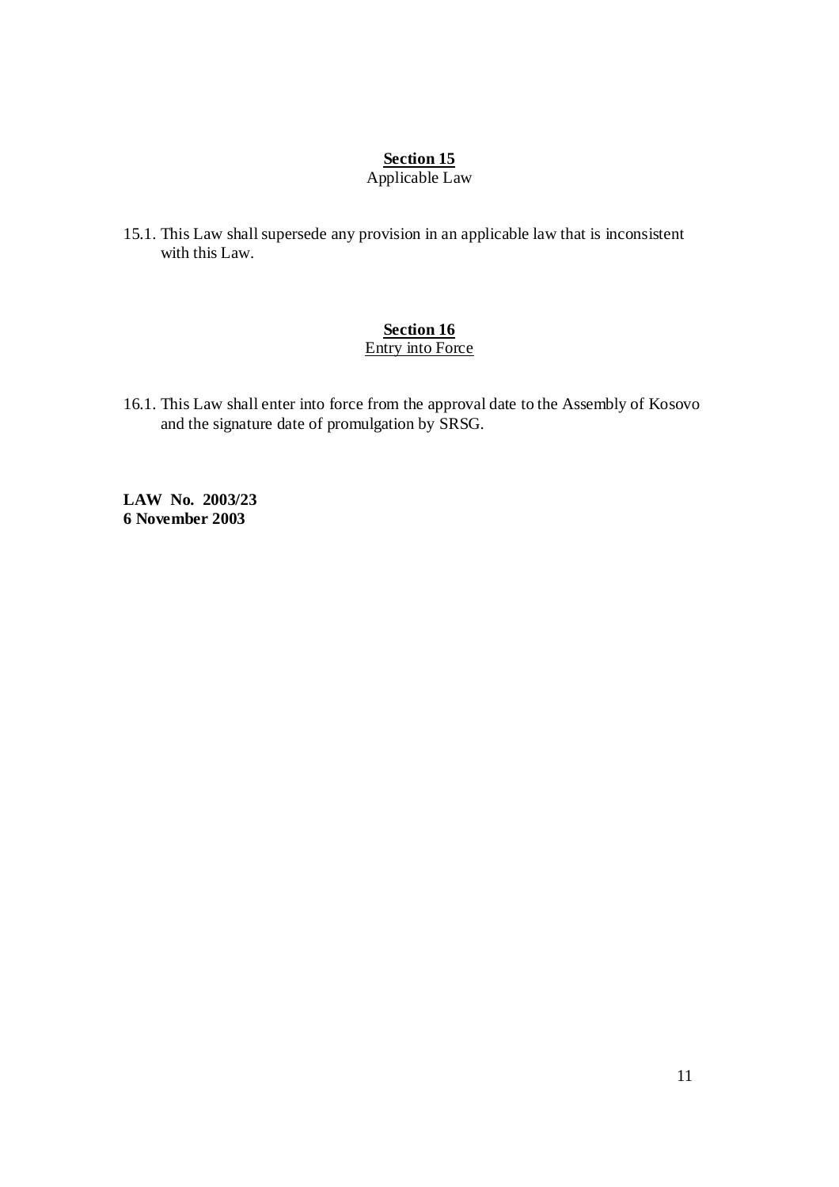## Section 15
Applicable Law

15.1. This Law shall supersede any provision in an applicable law that is inconsistent with this Law.

## Section 16
Entry into Force

16.1. This Law shall enter into force from the approval date to the Assembly of Kosovo and the signature date of promulgation by SRSG.

**LAW No. 2003/23**
**6 November 2003**